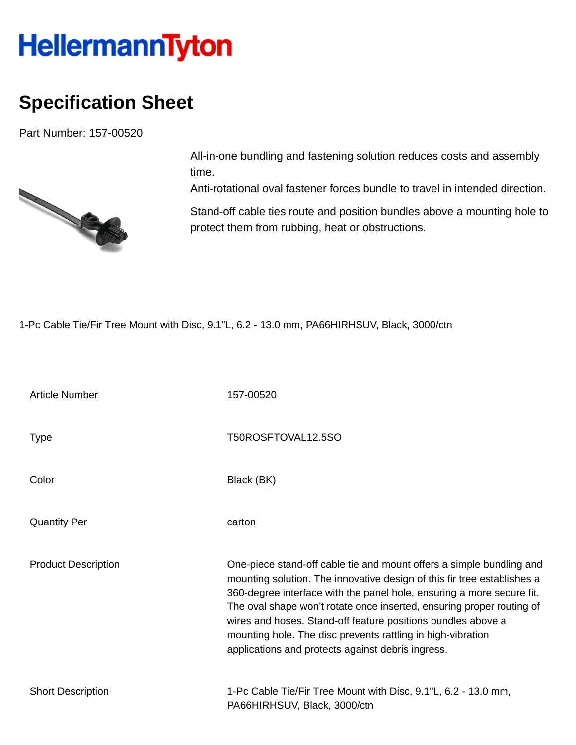HellermannTyton

# Specification Sheet

Part Number: 157-00520

All-in-one bundling and fastening solution reduces costs and assembly time.
Anti-rotational oval fastener forces bundle to travel in intended direction.

Stand-off cable ties route and position bundles above a mounting hole to protect them from rubbing, heat or obstructions.

1-Pc Cable Tie/Fir Tree Mount with Disc, 9.1"L, 6.2 - 13.0 mm, PA66HIRHSUV, Black, 3000/ctn

| | |
|---|---|
| Article Number | 157-00520 |
| Type | T50ROSFTOVAL12.5SO |
| Color | Black (BK) |
| Quantity Per | carton |
| Product Description | One-piece stand-off cable tie and mount offers a simple bundling and mounting solution. The innovative design of this fir tree establishes a 360-degree interface with the panel hole, ensuring a more secure fit. The oval shape won't rotate once inserted, ensuring proper routing of wires and hoses. Stand-off feature positions bundles above a mounting hole. The disc prevents rattling in high-vibration applications and protects against debris ingress. |
| Short Description | 1-Pc Cable Tie/Fir Tree Mount with Disc, 9.1"L, 6.2 - 13.0 mm, PA66HIRHSUV, Black, 3000/ctn |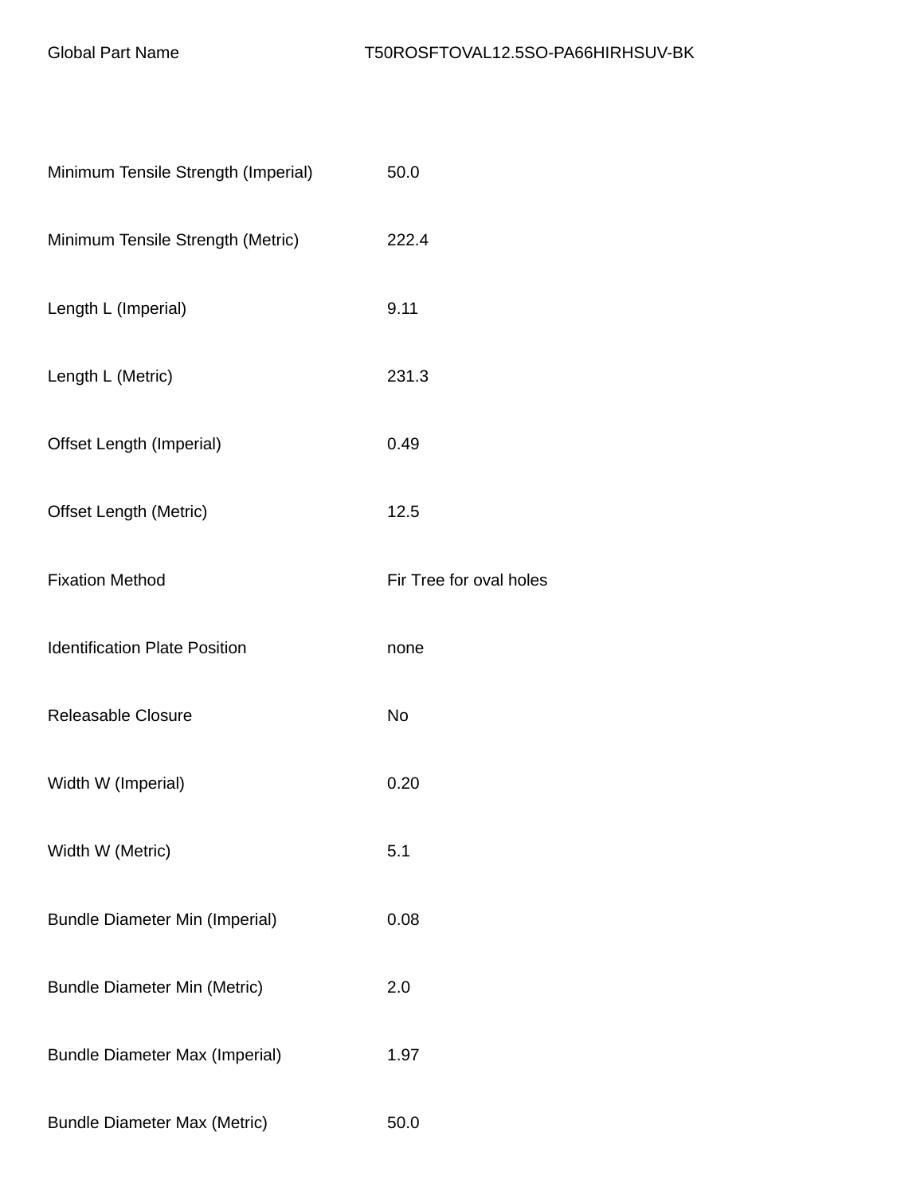| Global Part Name | T50ROSFTOVAL12.5SO-PA66HIRHSUV-BK |
| --- | --- |
| Minimum Tensile Strength (Imperial) | 50.0 |
| Minimum Tensile Strength (Metric) | 222.4 |
| Length L (Imperial) | 9.11 |
| Length L (Metric) | 231.3 |
| Offset Length (Imperial) | 0.49 |
| Offset Length (Metric) | 12.5 |
| Fixation Method | Fir Tree for oval holes |
| Identification Plate Position | none |
| Releasable Closure | No |
| Width W (Imperial) | 0.20 |
| Width W (Metric) | 5.1 |
| Bundle Diameter Min (Imperial) | 0.08 |
| Bundle Diameter Min (Metric) | 2.0 |
| Bundle Diameter Max (Imperial) | 1.97 |
| Bundle Diameter Max (Metric) | 50.0 |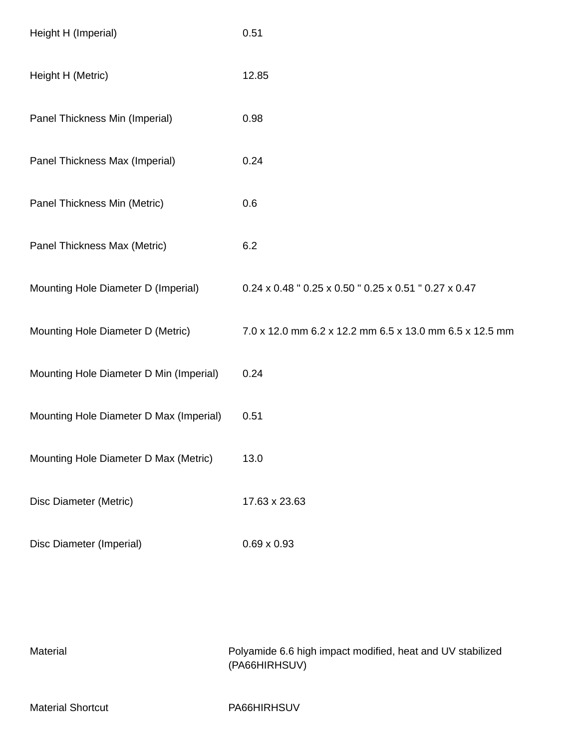| | |
|---|---|
| Height H (Imperial) | 0.51 |
| Height H (Metric) | 12.85 |
| Panel Thickness Min (Imperial) | 0.98 |
| Panel Thickness Max (Imperial) | 0.24 |
| Panel Thickness Min (Metric) | 0.6 |
| Panel Thickness Max (Metric) | 6.2 |
| Mounting Hole Diameter D (Imperial) | 0.24 x 0.48 " 0.25 x 0.50 " 0.25 x 0.51 " 0.27 x 0.47 |
| Mounting Hole Diameter D (Metric) | 7.0 x 12.0 mm 6.2 x 12.2 mm 6.5 x 13.0 mm 6.5 x 12.5 mm |
| Mounting Hole Diameter D Min (Imperial) | 0.24 |
| Mounting Hole Diameter D Max (Imperial) | 0.51 |
| Mounting Hole Diameter D Max (Metric) | 13.0 |
| Disc Diameter (Metric) | 17.63 x 23.63 |
| Disc Diameter (Imperial) | 0.69 x 0.93 |

| | |
|---|---|
| Material | Polyamide 6.6 high impact modified, heat and UV stabilized (PA66HIRHSUV) |
| Material Shortcut | PA66HIRHSUV |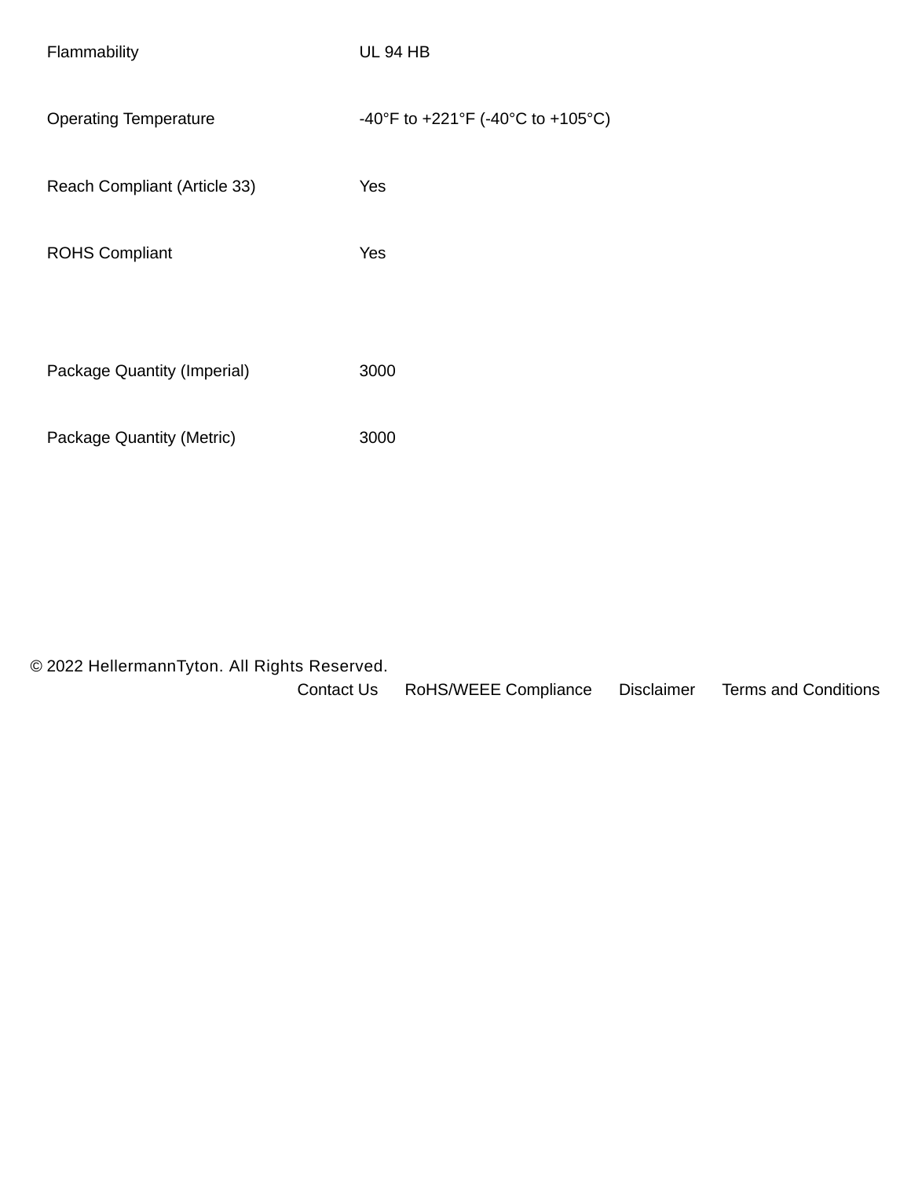| | |
|---|---|
| Flammability | UL 94 HB |
| Operating Temperature | -40°F to +221°F (-40°C to +105°C) |
| Reach Compliant (Article 33) | Yes |
| ROHS Compliant | Yes |

| | |
|---|---|
| Package Quantity (Imperial) | 3000 |
| Package Quantity (Metric) | 3000 |

© 2022 HellermannTyton. All Rights Reserved.

Contact Us RoHS/WEEE Compliance Disclaimer Terms and Conditions